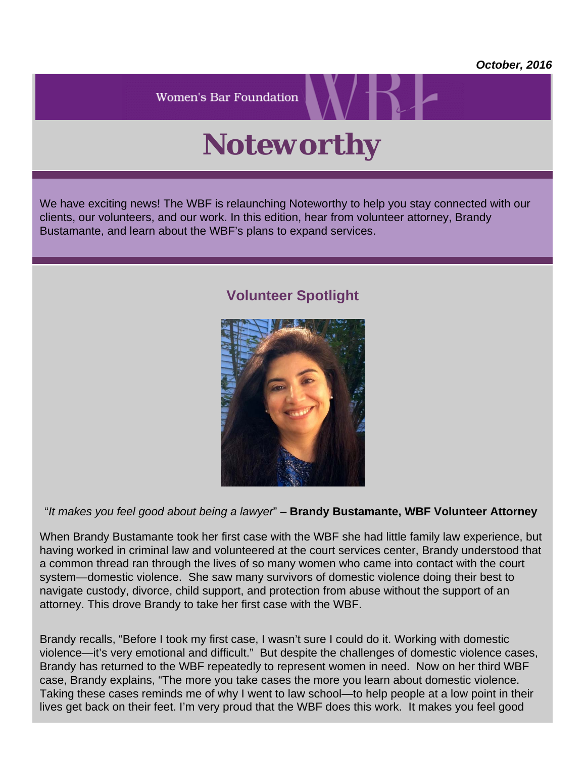***October, 2016***

Women's Bar Foundation

# Noteworthy

We have exciting news! The WBF is relaunching Noteworthy to help you stay connected with our clients, our volunteers, and our work. In this edition, hear from volunteer attorney, Brandy Bustamante, and learn about the WBF's plans to expand services.

## Volunteer Spotlight

"*It makes you feel good about being a lawyer*" – **Brandy Bustamante, WBF Volunteer Attorney**

When Brandy Bustamante took her first case with the WBF she had little family law experience, but having worked in criminal law and volunteered at the court services center, Brandy understood that a common thread ran through the lives of so many women who came into contact with the court system—domestic violence. She saw many survivors of domestic violence doing their best to navigate custody, divorce, child support, and protection from abuse without the support of an attorney. This drove Brandy to take her first case with the WBF.

Brandy recalls, "Before I took my first case, I wasn't sure I could do it. Working with domestic violence—it's very emotional and difficult." But despite the challenges of domestic violence cases, Brandy has returned to the WBF repeatedly to represent women in need. Now on her third WBF case, Brandy explains, "The more you take cases the more you learn about domestic violence. Taking these cases reminds me of why I went to law school—to help people at a low point in their lives get back on their feet. I'm very proud that the WBF does this work. It makes you feel good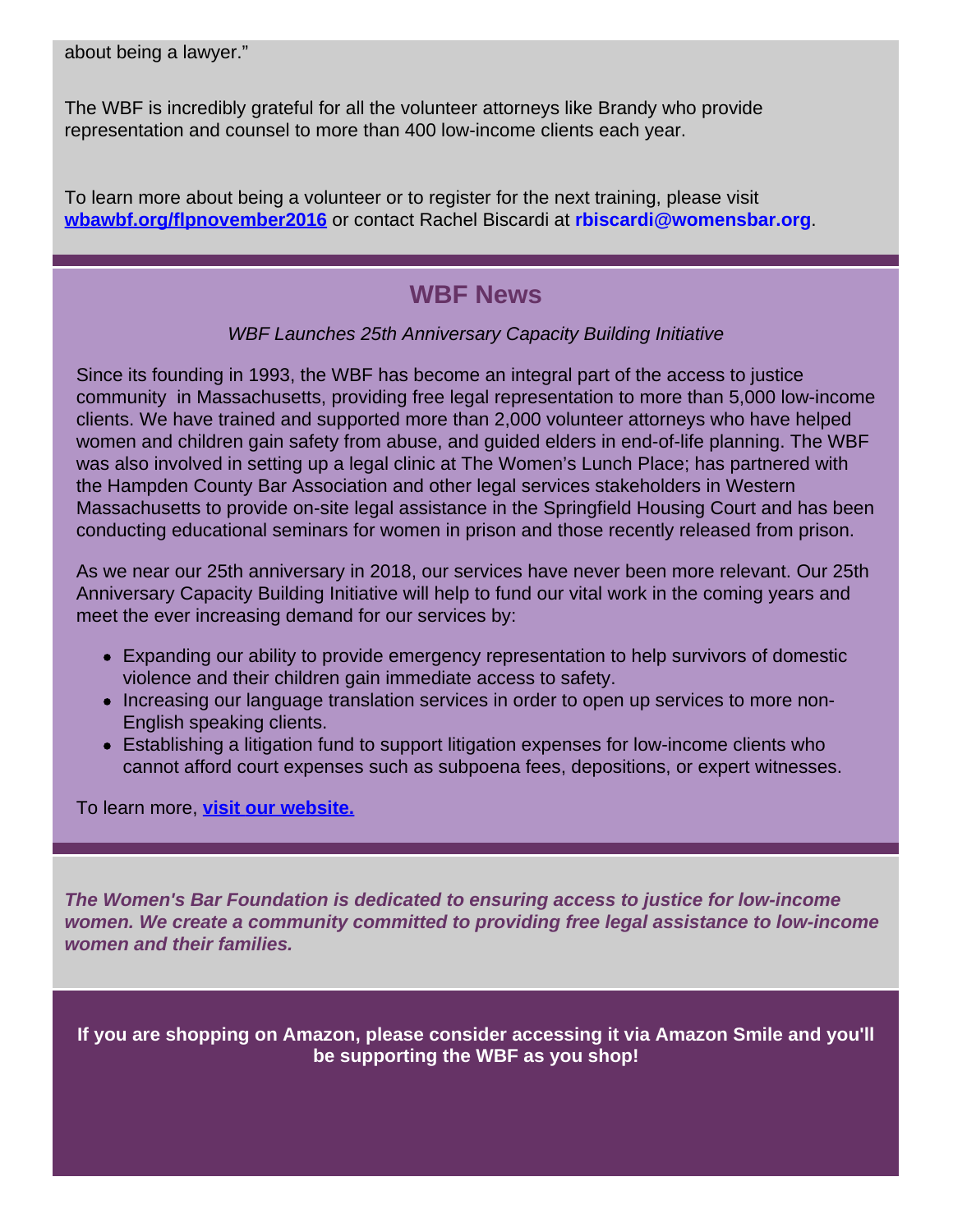about being a lawyer."

The WBF is incredibly grateful for all the volunteer attorneys like Brandy who provide representation and counsel to more than 400 low-income clients each year.

To learn more about being a volunteer or to register for the next training, please visit **wbawbf.org/flpnovember2016** or contact Rachel Biscardi at **rbiscardi@womensbar.org**.

## WBF News

*WBF Launches 25th Anniversary Capacity Building Initiative*

Since its founding in 1993, the WBF has become an integral part of the access to justice community in Massachusetts, providing free legal representation to more than 5,000 low-income clients. We have trained and supported more than 2,000 volunteer attorneys who have helped women and children gain safety from abuse, and guided elders in end-of-life planning. The WBF was also involved in setting up a legal clinic at The Women's Lunch Place; has partnered with the Hampden County Bar Association and other legal services stakeholders in Western Massachusetts to provide on-site legal assistance in the Springfield Housing Court and has been conducting educational seminars for women in prison and those recently released from prison.

As we near our 25th anniversary in 2018, our services have never been more relevant. Our 25th Anniversary Capacity Building Initiative will help to fund our vital work in the coming years and meet the ever increasing demand for our services by:

- Expanding our ability to provide emergency representation to help survivors of domestic violence and their children gain immediate access to safety.
- Increasing our language translation services in order to open up services to more non-English speaking clients.
- Establishing a litigation fund to support litigation expenses for low-income clients who cannot afford court expenses such as subpoena fees, depositions, or expert witnesses.

To learn more, **visit our website.**

***The Women's Bar Foundation is dedicated to ensuring access to justice for low-income women. We create a community committed to providing free legal assistance to low-income women and their families.***

**If you are shopping on Amazon, please consider accessing it via Amazon Smile and you'll be supporting the WBF as you shop!**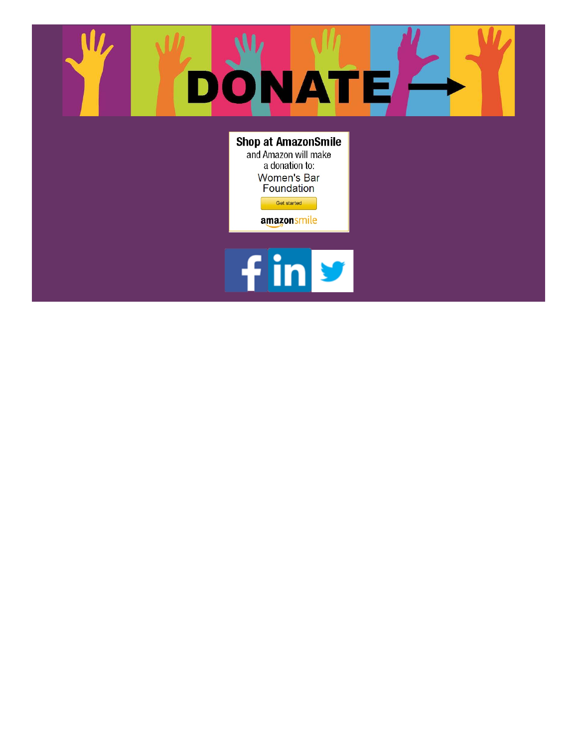DONATE

Shop at AmazonSmile

and Amazon will make a donation to:

Women's Bar Foundation

Get started

amazonsmile